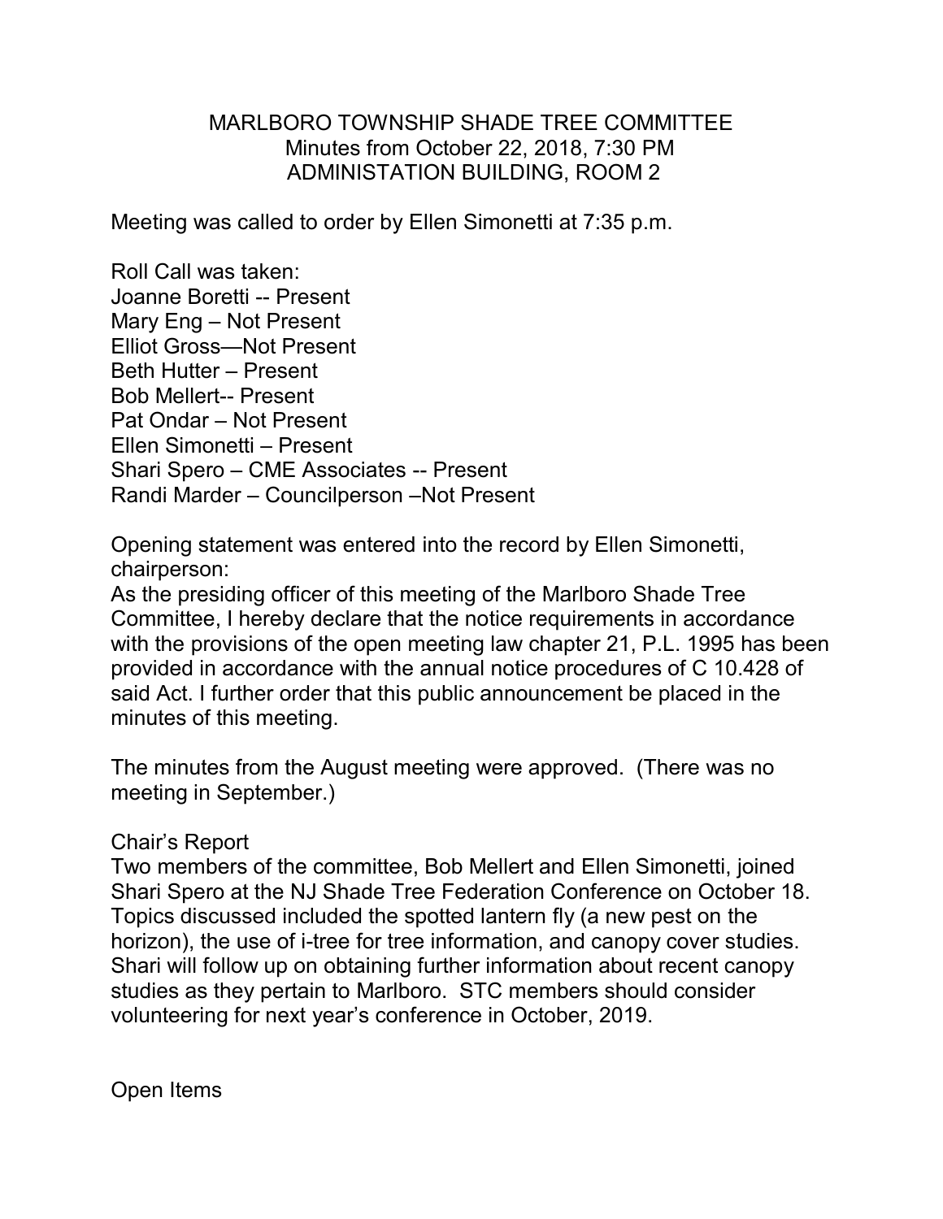# MARLBORO TOWNSHIP SHADE TREE COMMITTEE
Minutes from October 22, 2018, 7:30 PM
ADMINISTATION BUILDING, ROOM 2

Meeting was called to order by Ellen Simonetti at 7:35 p.m.

Roll Call was taken:
Joanne Boretti -- Present
Mary Eng – Not Present
Elliot Gross—Not Present
Beth Hutter – Present
Bob Mellert-- Present
Pat Ondar – Not Present
Ellen Simonetti – Present
Shari Spero – CME Associates -- Present
Randi Marder – Councilperson –Not Present

Opening statement was entered into the record by Ellen Simonetti, chairperson:
As the presiding officer of this meeting of the Marlboro Shade Tree Committee, I hereby declare that the notice requirements in accordance with the provisions of the open meeting law chapter 21, P.L. 1995 has been provided in accordance with the annual notice procedures of C 10.428 of said Act. I further order that this public announcement be placed in the minutes of this meeting.

The minutes from the August meeting were approved. (There was no meeting in September.)

Chair's Report
Two members of the committee, Bob Mellert and Ellen Simonetti, joined Shari Spero at the NJ Shade Tree Federation Conference on October 18. Topics discussed included the spotted lantern fly (a new pest on the horizon), the use of i-tree for tree information, and canopy cover studies. Shari will follow up on obtaining further information about recent canopy studies as they pertain to Marlboro. STC members should consider volunteering for next year's conference in October, 2019.

Open Items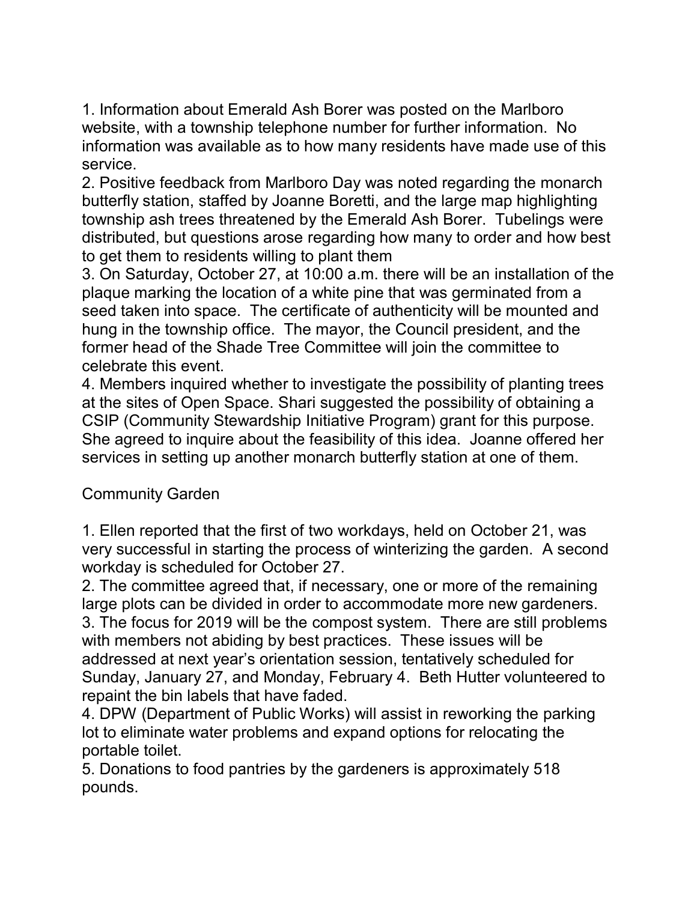1. Information about Emerald Ash Borer was posted on the Marlboro website, with a township telephone number for further information. No information was available as to how many residents have made use of this service.
2. Positive feedback from Marlboro Day was noted regarding the monarch butterfly station, staffed by Joanne Boretti, and the large map highlighting township ash trees threatened by the Emerald Ash Borer. Tubelings were distributed, but questions arose regarding how many to order and how best to get them to residents willing to plant them
3. On Saturday, October 27, at 10:00 a.m. there will be an installation of the plaque marking the location of a white pine that was germinated from a seed taken into space. The certificate of authenticity will be mounted and hung in the township office. The mayor, the Council president, and the former head of the Shade Tree Committee will join the committee to celebrate this event.
4. Members inquired whether to investigate the possibility of planting trees at the sites of Open Space. Shari suggested the possibility of obtaining a CSIP (Community Stewardship Initiative Program) grant for this purpose. She agreed to inquire about the feasibility of this idea. Joanne offered her services in setting up another monarch butterfly station at one of them.

Community Garden

1. Ellen reported that the first of two workdays, held on October 21, was very successful in starting the process of winterizing the garden. A second workday is scheduled for October 27.
2. The committee agreed that, if necessary, one or more of the remaining large plots can be divided in order to accommodate more new gardeners.
3. The focus for 2019 will be the compost system. There are still problems with members not abiding by best practices. These issues will be addressed at next year's orientation session, tentatively scheduled for Sunday, January 27, and Monday, February 4. Beth Hutter volunteered to repaint the bin labels that have faded.
4. DPW (Department of Public Works) will assist in reworking the parking lot to eliminate water problems and expand options for relocating the portable toilet.
5. Donations to food pantries by the gardeners is approximately 518 pounds.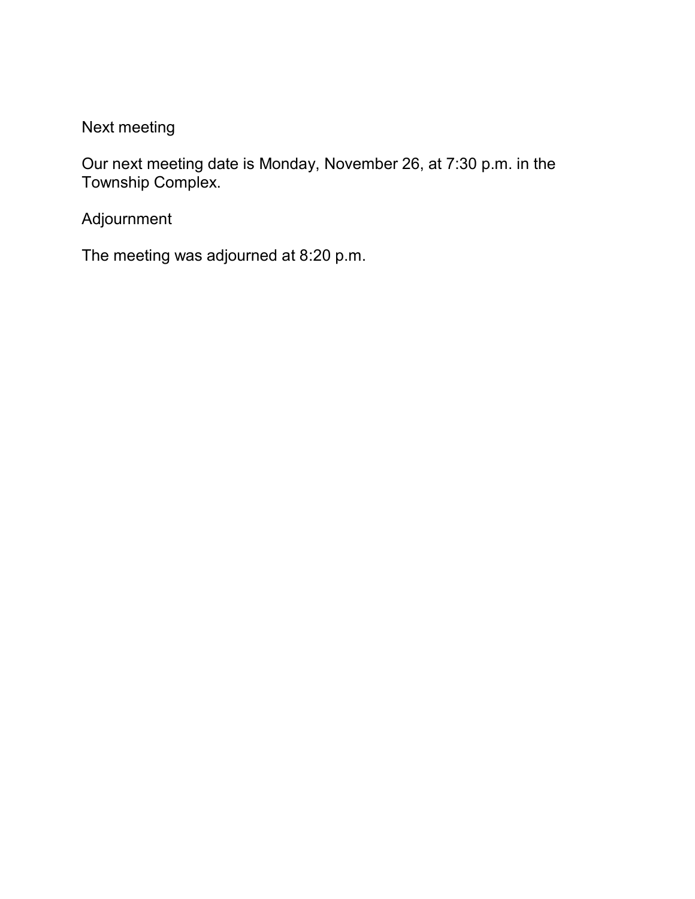## Next meeting

Our next meeting date is Monday, November 26, at 7:30 p.m. in the Township Complex.

## Adjournment

The meeting was adjourned at 8:20 p.m.